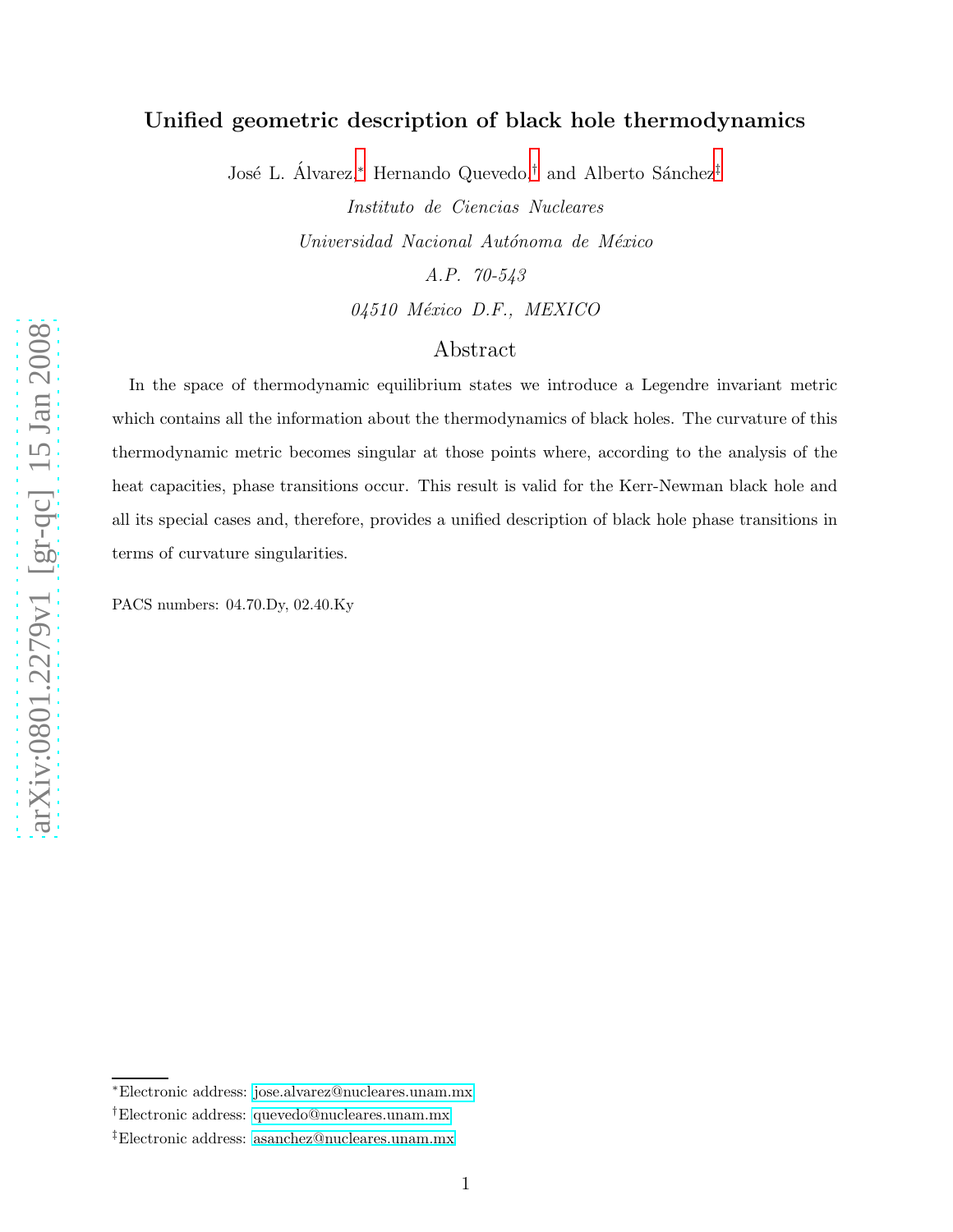# Unified geometric description of black hole thermodynamics

José L. Álvarez,[*] Hernando Quevedo,[†] and Alberto Sánchez[‡]

*Instituto de Ciencias Nucleares*

*Universidad Nacional Autónoma de México*

*A.P. 70-543*

*04510 México D.F., MEXICO*

## Abstract

In the space of thermodynamic equilibrium states we introduce a Legendre invariant metric which contains all the information about the thermodynamics of black holes. The curvature of this thermodynamic metric becomes singular at those points where, according to the analysis of the heat capacities, phase transitions occur. This result is valid for the Kerr-Newman black hole and all its special cases and, therefore, provides a unified description of black hole phase transitions in terms of curvature singularities.

PACS numbers: 04.70.Dy, 02.40.Ky

---

[*] Electronic address: jose.alvarez@nucleares.unam.mx

[†] Electronic address: quevedo@nucleares.unam.mx

[‡] Electronic address: asanchez@nucleares.unam.mx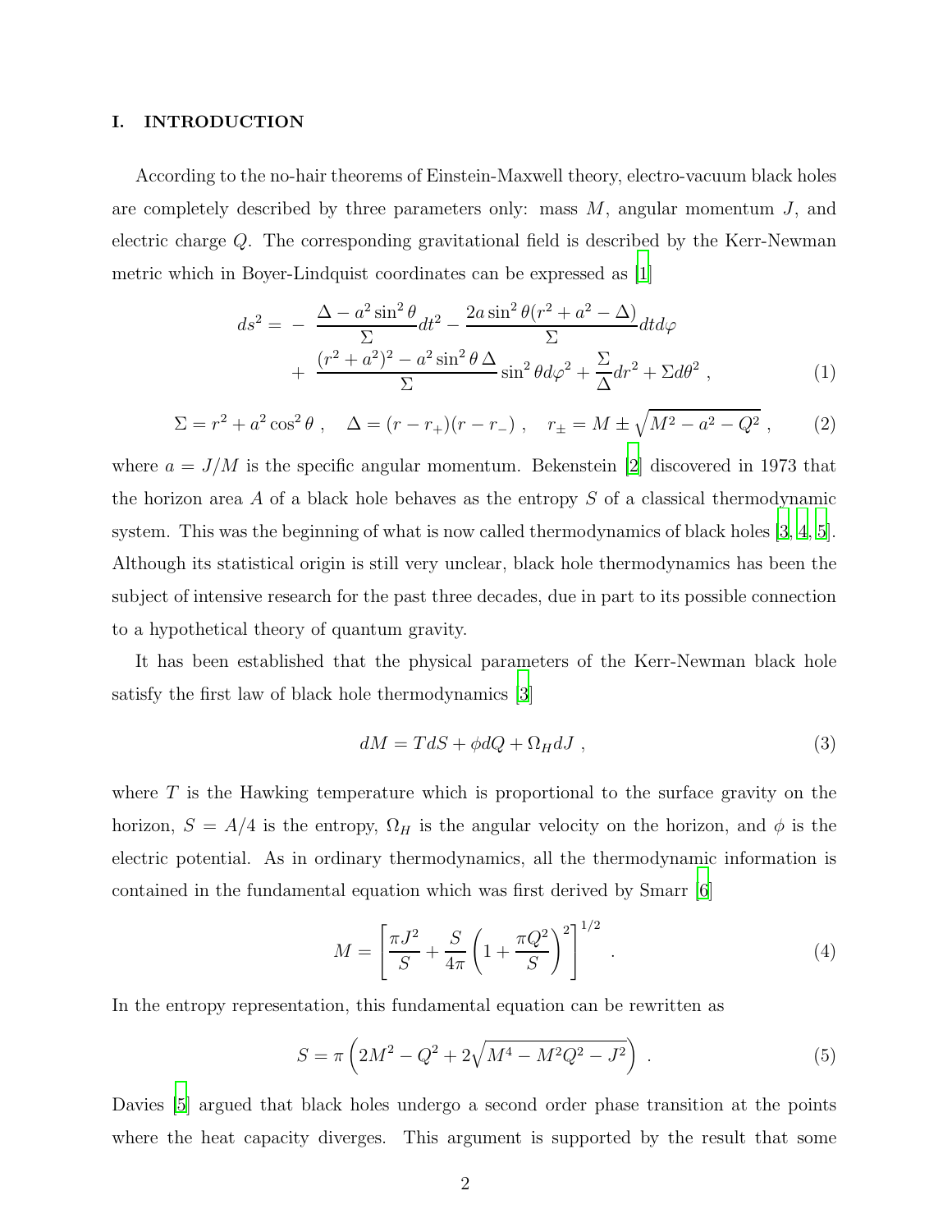## I. INTRODUCTION

According to the no-hair theorems of Einstein-Maxwell theory, electro-vacuum black holes are completely described by three parameters only: mass $M$, angular momentum $J$, and electric charge $Q$. The corresponding gravitational field is described by the Kerr-Newman metric which in Boyer-Lindquist coordinates can be expressed as [1]

$$
\begin{aligned}
ds^2 = & -\frac{\Delta - a^2 \sin^2\theta}{\Sigma} dt^2 - \frac{2a\sin^2\theta(r^2 + a^2 - \Delta)}{\Sigma} dt d\varphi \\
& + \frac{(r^2+a^2)^2 - a^2\sin^2\theta\,\Delta}{\Sigma}\sin^2\theta d\varphi^2 + \frac{\Sigma}{\Delta}dr^2 + \Sigma d\theta^2 \ , \qquad (1)
\end{aligned}
$$

$$
\Sigma = r^2 + a^2\cos^2\theta \ , \quad \Delta = (r - r_+)(r - r_-) \ , \quad r_\pm = M \pm \sqrt{M^2 - a^2 - Q^2} \ , \qquad (2)
$$

where $a = J/M$ is the specific angular momentum. Bekenstein [2] discovered in 1973 that the horizon area $A$ of a black hole behaves as the entropy $S$ of a classical thermodynamic system. This was the beginning of what is now called thermodynamics of black holes [3, 4, 5]. Although its statistical origin is still very unclear, black hole thermodynamics has been the subject of intensive research for the past three decades, due in part to its possible connection to a hypothetical theory of quantum gravity.

It has been established that the physical parameters of the Kerr-Newman black hole satisfy the first law of black hole thermodynamics [3]

$$
dM = TdS + \phi dQ + \Omega_H dJ \ , \qquad (3)
$$

where $T$ is the Hawking temperature which is proportional to the surface gravity on the horizon, $S = A/4$ is the entropy, $\Omega_H$ is the angular velocity on the horizon, and $\phi$ is the electric potential. As in ordinary thermodynamics, all the thermodynamic information is contained in the fundamental equation which was first derived by Smarr [6]

$$
M = \left[\frac{\pi J^2}{S} + \frac{S}{4\pi}\left(1 + \frac{\pi Q^2}{S}\right)^2\right]^{1/2} \ . \qquad (4)
$$

In the entropy representation, this fundamental equation can be rewritten as

$$
S = \pi\left(2M^2 - Q^2 + 2\sqrt{M^4 - M^2Q^2 - J^2}\right) \ . \qquad (5)
$$

Davies [5] argued that black holes undergo a second order phase transition at the points where the heat capacity diverges. This argument is supported by the result that some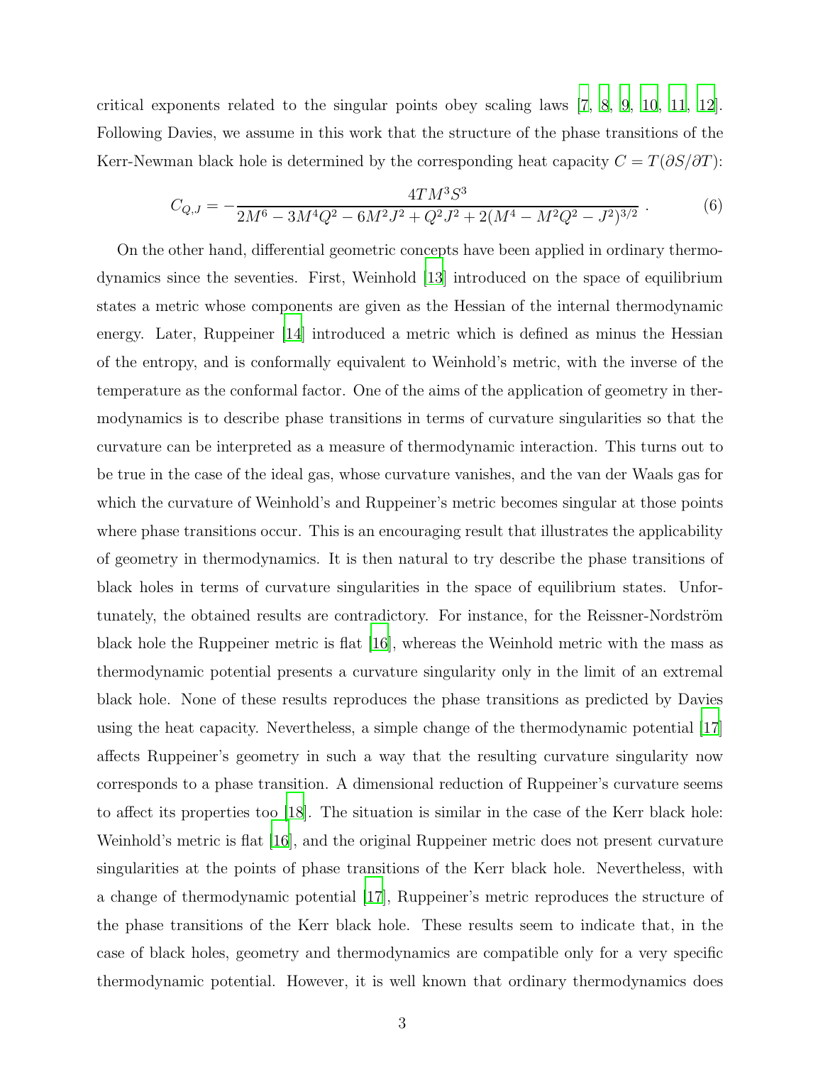critical exponents related to the singular points obey scaling laws [7, 8, 9, 10, 11, 12]. Following Davies, we assume in this work that the structure of the phase transitions of the Kerr-Newman black hole is determined by the corresponding heat capacity $C = T(\partial S/\partial T)$:

$$C_{Q,J} = -\frac{4TM^3S^3}{2M^6 - 3M^4Q^2 - 6M^2J^2 + Q^2J^2 + 2(M^4 - M^2Q^2 - J^2)^{3/2}} \ . \tag{6}$$

On the other hand, differential geometric concepts have been applied in ordinary thermodynamics since the seventies. First, Weinhold [13] introduced on the space of equilibrium states a metric whose components are given as the Hessian of the internal thermodynamic energy. Later, Ruppeiner [14] introduced a metric which is defined as minus the Hessian of the entropy, and is conformally equivalent to Weinhold's metric, with the inverse of the temperature as the conformal factor. One of the aims of the application of geometry in thermodynamics is to describe phase transitions in terms of curvature singularities so that the curvature can be interpreted as a measure of thermodynamic interaction. This turns out to be true in the case of the ideal gas, whose curvature vanishes, and the van der Waals gas for which the curvature of Weinhold's and Ruppeiner's metric becomes singular at those points where phase transitions occur. This is an encouraging result that illustrates the applicability of geometry in thermodynamics. It is then natural to try describe the phase transitions of black holes in terms of curvature singularities in the space of equilibrium states. Unfortunately, the obtained results are contradictory. For instance, for the Reissner-Nordström black hole the Ruppeiner metric is flat [16], whereas the Weinhold metric with the mass as thermodynamic potential presents a curvature singularity only in the limit of an extremal black hole. None of these results reproduces the phase transitions as predicted by Davies using the heat capacity. Nevertheless, a simple change of the thermodynamic potential [17] affects Ruppeiner's geometry in such a way that the resulting curvature singularity now corresponds to a phase transition. A dimensional reduction of Ruppeiner's curvature seems to affect its properties too [18]. The situation is similar in the case of the Kerr black hole: Weinhold's metric is flat [16], and the original Ruppeiner metric does not present curvature singularities at the points of phase transitions of the Kerr black hole. Nevertheless, with a change of thermodynamic potential [17], Ruppeiner's metric reproduces the structure of the phase transitions of the Kerr black hole. These results seem to indicate that, in the case of black holes, geometry and thermodynamics are compatible only for a very specific thermodynamic potential. However, it is well known that ordinary thermodynamics does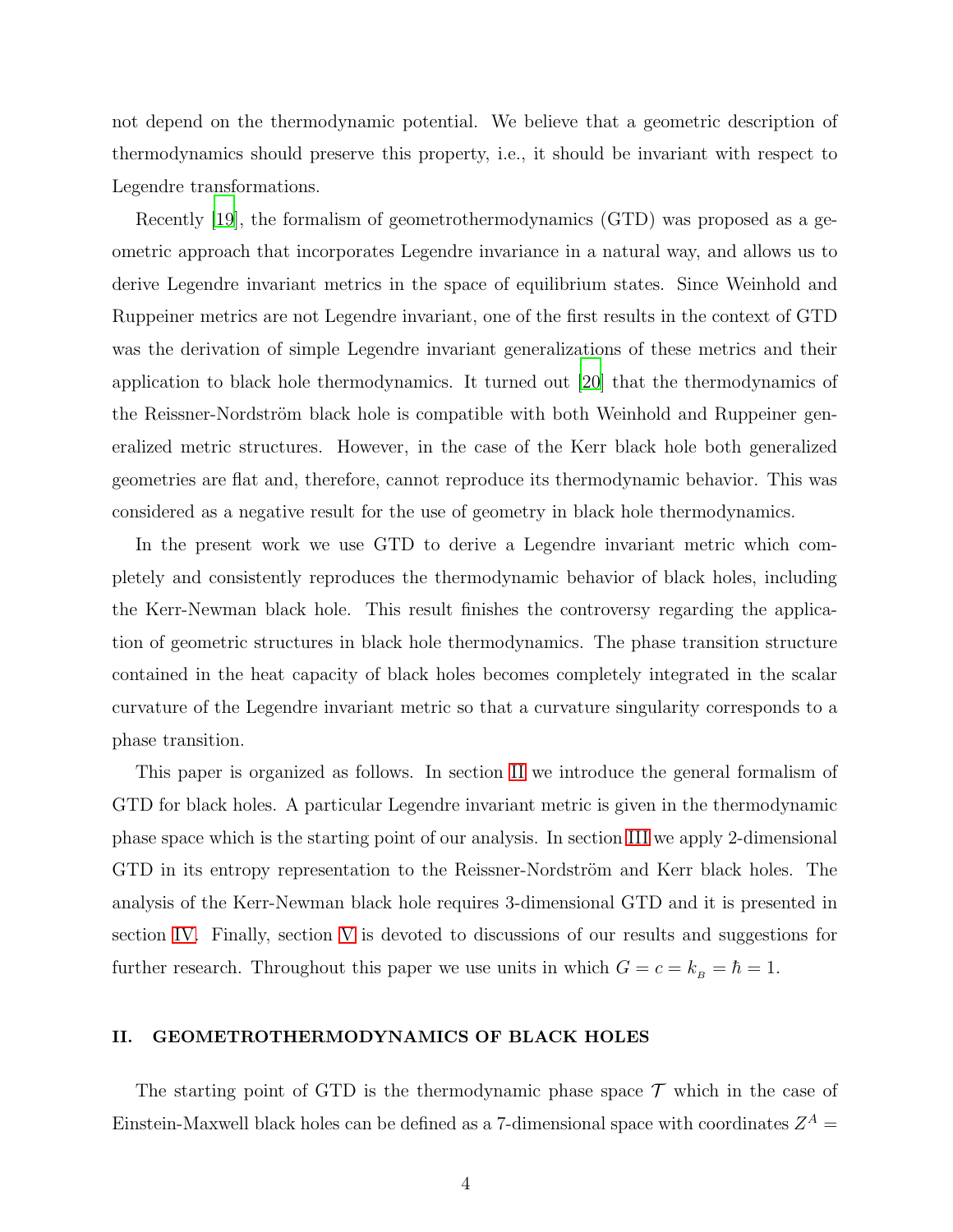not depend on the thermodynamic potential. We believe that a geometric description of thermodynamics should preserve this property, i.e., it should be invariant with respect to Legendre transformations.

Recently [19], the formalism of geometrothermodynamics (GTD) was proposed as a geometric approach that incorporates Legendre invariance in a natural way, and allows us to derive Legendre invariant metrics in the space of equilibrium states. Since Weinhold and Ruppeiner metrics are not Legendre invariant, one of the first results in the context of GTD was the derivation of simple Legendre invariant generalizations of these metrics and their application to black hole thermodynamics. It turned out [20] that the thermodynamics of the Reissner-Nordström black hole is compatible with both Weinhold and Ruppeiner generalized metric structures. However, in the case of the Kerr black hole both generalized geometries are flat and, therefore, cannot reproduce its thermodynamic behavior. This was considered as a negative result for the use of geometry in black hole thermodynamics.

In the present work we use GTD to derive a Legendre invariant metric which completely and consistently reproduces the thermodynamic behavior of black holes, including the Kerr-Newman black hole. This result finishes the controversy regarding the application of geometric structures in black hole thermodynamics. The phase transition structure contained in the heat capacity of black holes becomes completely integrated in the scalar curvature of the Legendre invariant metric so that a curvature singularity corresponds to a phase transition.

This paper is organized as follows. In section II we introduce the general formalism of GTD for black holes. A particular Legendre invariant metric is given in the thermodynamic phase space which is the starting point of our analysis. In section III we apply 2-dimensional GTD in its entropy representation to the Reissner-Nordström and Kerr black holes. The analysis of the Kerr-Newman black hole requires 3-dimensional GTD and it is presented in section IV. Finally, section V is devoted to discussions of our results and suggestions for further research. Throughout this paper we use units in which $G = c = k_{_B} = \hbar = 1$.

## II. GEOMETROTHERMODYNAMICS OF BLACK HOLES

The starting point of GTD is the thermodynamic phase space $\mathcal{T}$ which in the case of Einstein-Maxwell black holes can be defined as a 7-dimensional space with coordinates $Z^A =$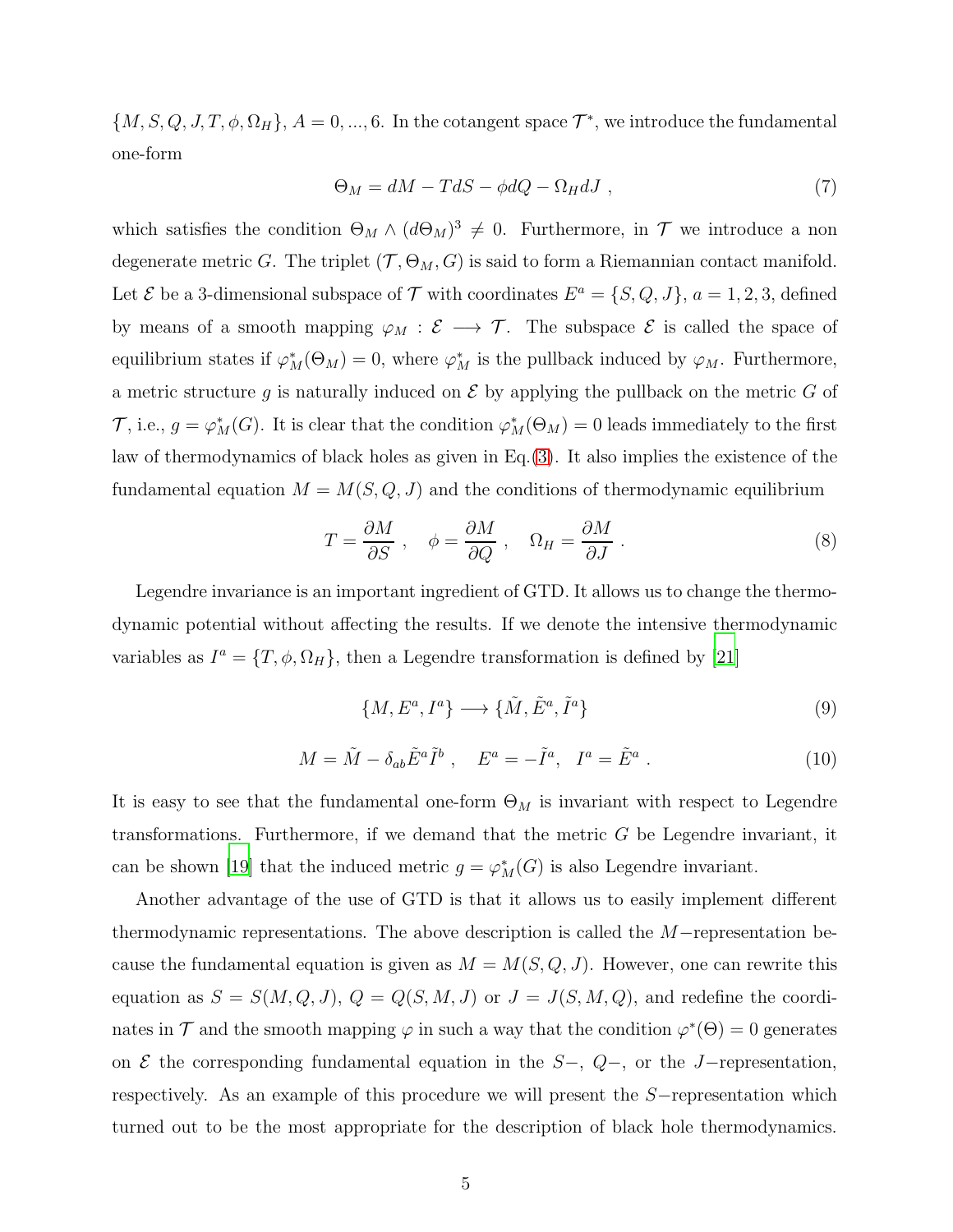$\{M, S, Q, J, T, \phi, \Omega_H\}$, $A = 0, ..., 6$. In the cotangent space $\mathcal{T}^*$, we introduce the fundamental one-form

$$\Theta_M = dM - TdS - \phi dQ - \Omega_H dJ \ , \tag{7}$$

which satisfies the condition $\Theta_M \wedge (d\Theta_M)^3 \neq 0$. Furthermore, in $\mathcal{T}$ we introduce a non degenerate metric $G$. The triplet $(\mathcal{T}, \Theta_M, G)$ is said to form a Riemannian contact manifold. Let $\mathcal{E}$ be a 3-dimensional subspace of $\mathcal{T}$ with coordinates $E^a = \{S, Q, J\}$, $a = 1, 2, 3$, defined by means of a smooth mapping $\varphi_M : \mathcal{E} \longrightarrow \mathcal{T}$. The subspace $\mathcal{E}$ is called the space of equilibrium states if $\varphi_M^*(\Theta_M) = 0$, where $\varphi_M^*$ is the pullback induced by $\varphi_M$. Furthermore, a metric structure $g$ is naturally induced on $\mathcal{E}$ by applying the pullback on the metric $G$ of $\mathcal{T}$, i.e., $g = \varphi_M^*(G)$. It is clear that the condition $\varphi_M^*(\Theta_M) = 0$ leads immediately to the first law of thermodynamics of black holes as given in Eq.(3). It also implies the existence of the fundamental equation $M = M(S, Q, J)$ and the conditions of thermodynamic equilibrium

$$T = \frac{\partial M}{\partial S} \ , \quad \phi = \frac{\partial M}{\partial Q} \ , \quad \Omega_H = \frac{\partial M}{\partial J} \ . \tag{8}$$

Legendre invariance is an important ingredient of GTD. It allows us to change the thermodynamic potential without affecting the results. If we denote the intensive thermodynamic variables as $I^a = \{T, \phi, \Omega_H\}$, then a Legendre transformation is defined by [21]

$$\{M, E^a, I^a\} \longrightarrow \{\tilde{M}, \tilde{E}^a, \tilde{I}^a\} \tag{9}$$

$$M = \tilde{M} - \delta_{ab}\tilde{E}^a\tilde{I}^b \ , \quad E^a = -\tilde{I}^a, \quad I^a = \tilde{E}^a \ . \tag{10}$$

It is easy to see that the fundamental one-form $\Theta_M$ is invariant with respect to Legendre transformations. Furthermore, if we demand that the metric $G$ be Legendre invariant, it can be shown [19] that the induced metric $g = \varphi_M^*(G)$ is also Legendre invariant.

Another advantage of the use of GTD is that it allows us to easily implement different thermodynamic representations. The above description is called the $M-$representation because the fundamental equation is given as $M = M(S, Q, J)$. However, one can rewrite this equation as $S = S(M, Q, J)$, $Q = Q(S, M, J)$ or $J = J(S, M, Q)$, and redefine the coordinates in $\mathcal{T}$ and the smooth mapping $\varphi$ in such a way that the condition $\varphi^*(\Theta) = 0$ generates on $\mathcal{E}$ the corresponding fundamental equation in the $S-$, $Q-$, or the $J-$representation, respectively. As an example of this procedure we will present the $S-$representation which turned out to be the most appropriate for the description of black hole thermodynamics.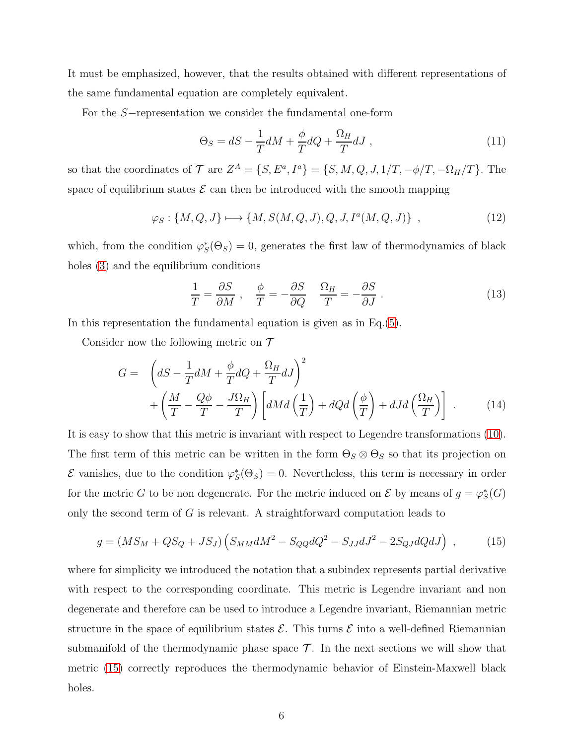It must be emphasized, however, that the results obtained with different representations of the same fundamental equation are completely equivalent.

For the $S-$representation we consider the fundamental one-form

$$\Theta_S = dS - \frac{1}{T}dM + \frac{\phi}{T}dQ + \frac{\Omega_H}{T}dJ \ , \tag{11}$$

so that the coordinates of $\mathcal{T}$ are $Z^A = \{S, E^a, I^a\} = \{S, M, Q, J, 1/T, -\phi/T, -\Omega_H/T\}$. The space of equilibrium states $\mathcal{E}$ can then be introduced with the smooth mapping

$$\varphi_S : \{M, Q, J\} \longmapsto \{M, S(M,Q,J), Q, J, I^a(M,Q,J)\} \ , \tag{12}$$

which, from the condition $\varphi_S^*(\Theta_S) = 0$, generates the first law of thermodynamics of black holes (3) and the equilibrium conditions

$$\frac{1}{T} = \frac{\partial S}{\partial M} \ , \quad \frac{\phi}{T} = -\frac{\partial S}{\partial Q} \quad \frac{\Omega_H}{T} = -\frac{\partial S}{\partial J} \ . \tag{13}$$

In this representation the fundamental equation is given as in Eq.(5).

Consider now the following metric on $\mathcal{T}$

$$\begin{aligned} G = \ & \left(dS - \frac{1}{T}dM + \frac{\phi}{T}dQ + \frac{\Omega_H}{T}dJ\right)^2 \\ & + \left(\frac{M}{T} - \frac{Q\phi}{T} - \frac{J\Omega_H}{T}\right)\left[dMd\left(\frac{1}{T}\right) + dQd\left(\frac{\phi}{T}\right) + dJd\left(\frac{\Omega_H}{T}\right)\right] \ . \end{aligned} \tag{14}$$

It is easy to show that this metric is invariant with respect to Legendre transformations (10). The first term of this metric can be written in the form $\Theta_S \otimes \Theta_S$ so that its projection on $\mathcal{E}$ vanishes, due to the condition $\varphi_S^*(\Theta_S) = 0$. Nevertheless, this term is necessary in order for the metric $G$ to be non degenerate. For the metric induced on $\mathcal{E}$ by means of $g = \varphi_S^*(G)$ only the second term of $G$ is relevant. A straightforward computation leads to

$$g = (MS_M + QS_Q + JS_J)\left(S_{MM}dM^2 - S_{QQ}dQ^2 - S_{JJ}dJ^2 - 2S_{QJ}dQdJ\right) \ , \tag{15}$$

where for simplicity we introduced the notation that a subindex represents partial derivative with respect to the corresponding coordinate. This metric is Legendre invariant and non degenerate and therefore can be used to introduce a Legendre invariant, Riemannian metric structure in the space of equilibrium states $\mathcal{E}$. This turns $\mathcal{E}$ into a well-defined Riemannian submanifold of the thermodynamic phase space $\mathcal{T}$. In the next sections we will show that metric (15) correctly reproduces the thermodynamic behavior of Einstein-Maxwell black holes.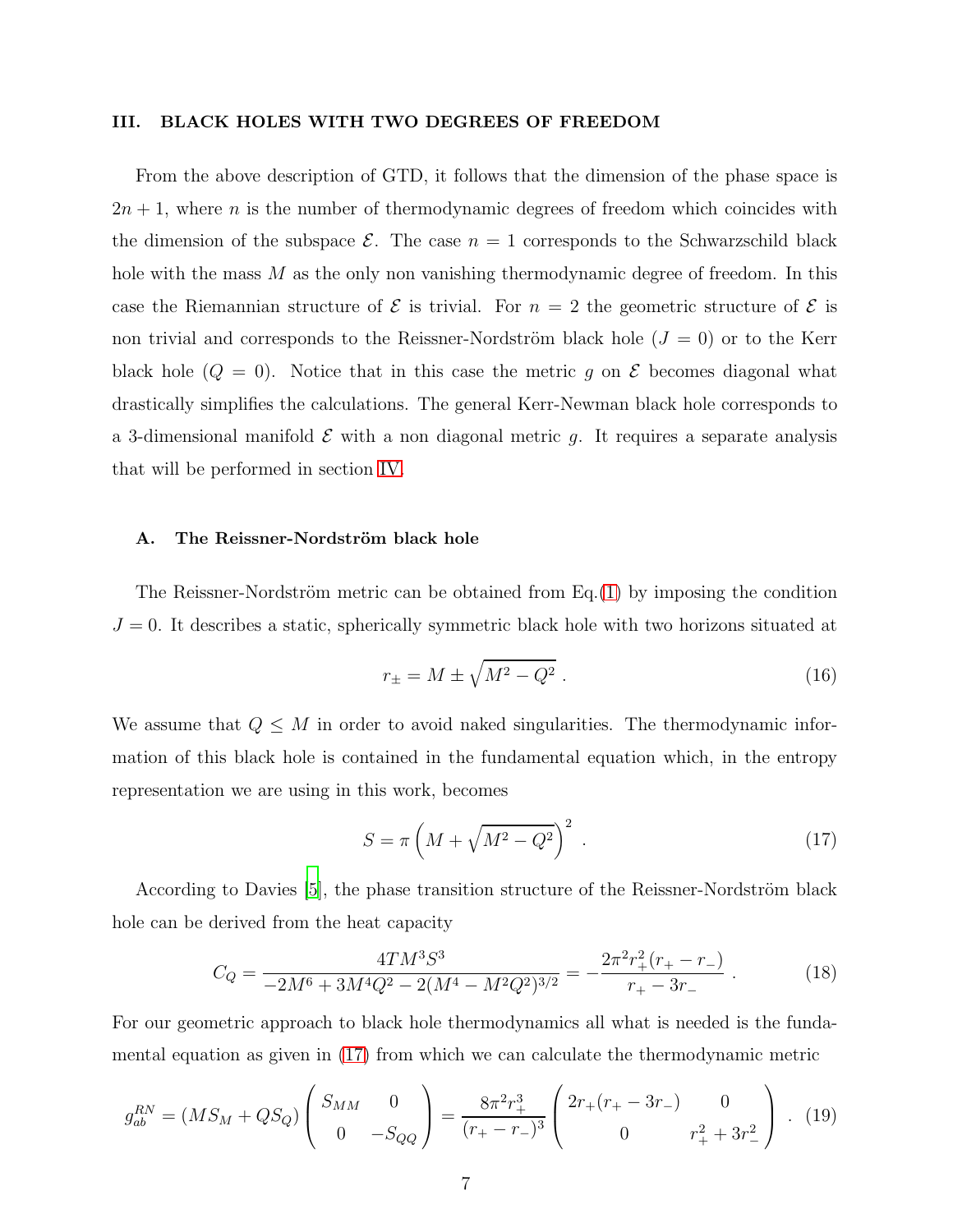## III. BLACK HOLES WITH TWO DEGREES OF FREEDOM

From the above description of GTD, it follows that the dimension of the phase space is $2n + 1$, where $n$ is the number of thermodynamic degrees of freedom which coincides with the dimension of the subspace $\mathcal{E}$. The case $n = 1$ corresponds to the Schwarzschild black hole with the mass $M$ as the only non vanishing thermodynamic degree of freedom. In this case the Riemannian structure of $\mathcal{E}$ is trivial. For $n = 2$ the geometric structure of $\mathcal{E}$ is non trivial and corresponds to the Reissner-Nordström black hole ($J = 0$) or to the Kerr black hole ($Q = 0$). Notice that in this case the metric $g$ on $\mathcal{E}$ becomes diagonal what drastically simplifies the calculations. The general Kerr-Newman black hole corresponds to a 3-dimensional manifold $\mathcal{E}$ with a non diagonal metric $g$. It requires a separate analysis that will be performed in section IV.

### A. The Reissner-Nordström black hole

The Reissner-Nordström metric can be obtained from Eq.(1) by imposing the condition $J = 0$. It describes a static, spherically symmetric black hole with two horizons situated at

$$r_\pm = M \pm \sqrt{M^2 - Q^2} \ . \tag{16}$$

We assume that $Q \leq M$ in order to avoid naked singularities. The thermodynamic information of this black hole is contained in the fundamental equation which, in the entropy representation we are using in this work, becomes

$$S = \pi \left( M + \sqrt{M^2 - Q^2} \right)^2 \ . \tag{17}$$

According to Davies [5], the phase transition structure of the Reissner-Nordström black hole can be derived from the heat capacity

$$C_Q = \frac{4TM^3S^3}{-2M^6 + 3M^4Q^2 - 2(M^4 - M^2Q^2)^{3/2}} = -\frac{2\pi^2 r_+^2 (r_+ - r_-)}{r_+ - 3r_-} \ . \tag{18}$$

For our geometric approach to black hole thermodynamics all what is needed is the fundamental equation as given in (17) from which we can calculate the thermodynamic metric

$$g_{ab}^{RN} = (MS_M + QS_Q) \begin{pmatrix} S_{MM} & 0 \\ 0 & -S_{QQ} \end{pmatrix} = \frac{8\pi^2 r_+^3}{(r_+ - r_-)^3} \begin{pmatrix} 2r_+(r_+ - 3r_-) & 0 \\ 0 & r_+^2 + 3r_-^2 \end{pmatrix} \ . \tag{19}$$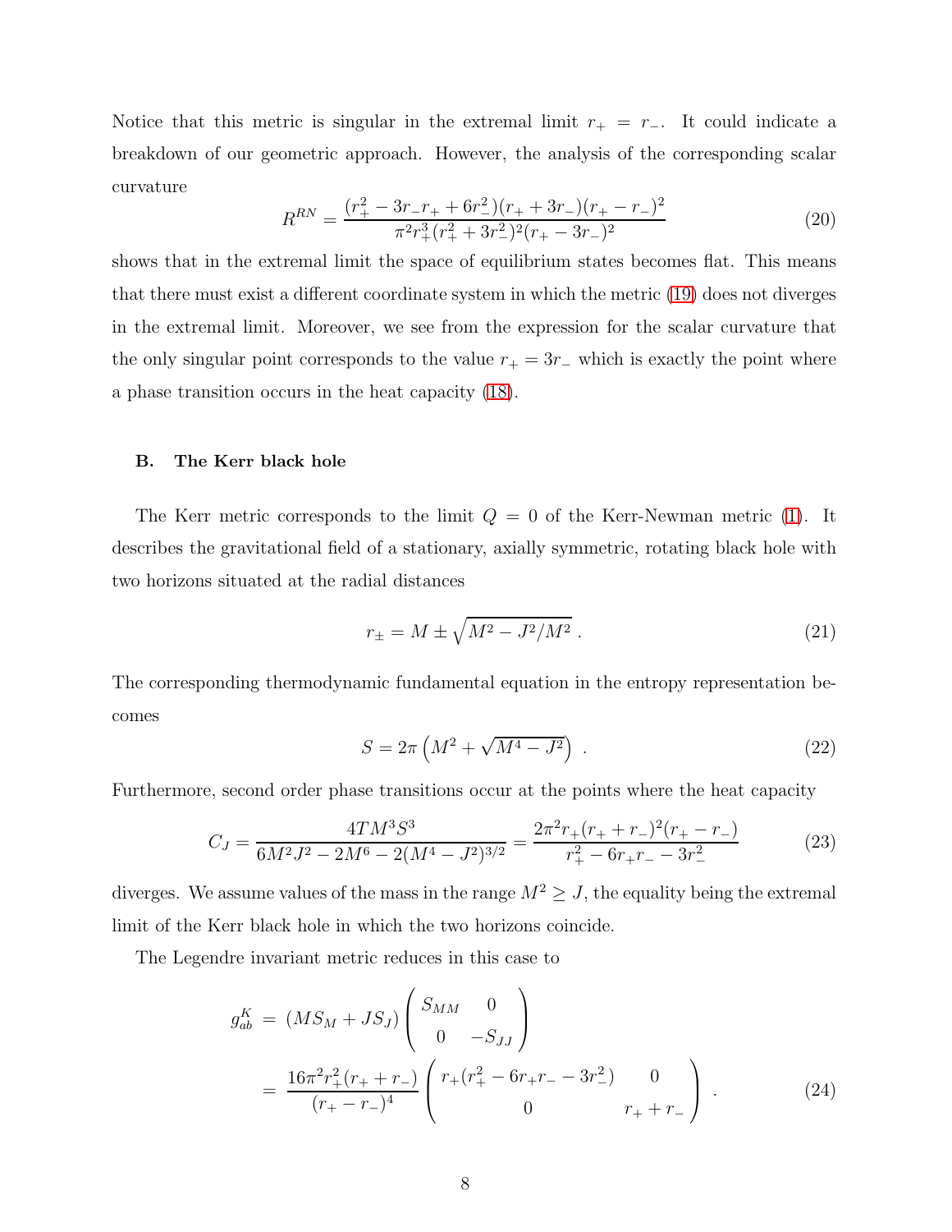Notice that this metric is singular in the extremal limit $r_+ = r_-$. It could indicate a breakdown of our geometric approach. However, the analysis of the corresponding scalar curvature

$$R^{RN} = \frac{(r_+^2 - 3r_- r_+ + 6r_-^2)(r_+ + 3r_-)(r_+ - r_-)^2}{\pi^2 r_+^3 (r_+^2 + 3r_-^2)^2 (r_+ - 3r_-)^2} \tag{20}$$

shows that in the extremal limit the space of equilibrium states becomes flat. This means that there must exist a different coordinate system in which the metric (19) does not diverges in the extremal limit. Moreover, we see from the expression for the scalar curvature that the only singular point corresponds to the value $r_+ = 3r_-$ which is exactly the point where a phase transition occurs in the heat capacity (18).

### B. The Kerr black hole

The Kerr metric corresponds to the limit $Q = 0$ of the Kerr-Newman metric (1). It describes the gravitational field of a stationary, axially symmetric, rotating black hole with two horizons situated at the radial distances

$$r_\pm = M \pm \sqrt{M^2 - J^2/M^2} \ . \tag{21}$$

The corresponding thermodynamic fundamental equation in the entropy representation becomes

$$S = 2\pi \left( M^2 + \sqrt{M^4 - J^2} \right) \ . \tag{22}$$

Furthermore, second order phase transitions occur at the points where the heat capacity

$$C_J = \frac{4TM^3 S^3}{6M^2 J^2 - 2M^6 - 2(M^4 - J^2)^{3/2}} = \frac{2\pi^2 r_+ (r_+ + r_-)^2 (r_+ - r_-)}{r_+^2 - 6r_+ r_- - 3r_-^2} \tag{23}$$

diverges. We assume values of the mass in the range $M^2 \geq J$, the equality being the extremal limit of the Kerr black hole in which the two horizons coincide.

The Legendre invariant metric reduces in this case to

$$\begin{aligned} g^K_{ab} &= (MS_M + JS_J) \begin{pmatrix} S_{MM} & 0 \\ 0 & -S_{JJ} \end{pmatrix} \\ &= \frac{16\pi^2 r_+^2 (r_+ + r_-)}{(r_+ - r_-)^4} \begin{pmatrix} r_+(r_+^2 - 6r_+ r_- - 3r_-^2) & 0 \\ 0 & r_+ + r_- \end{pmatrix} \ . \end{aligned} \tag{24}$$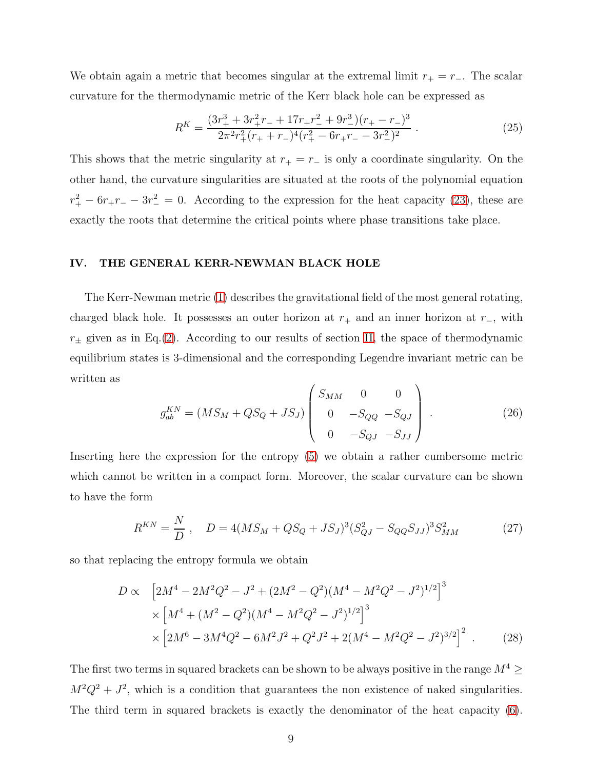We obtain again a metric that becomes singular at the extremal limit $r_+ = r_-$. The scalar curvature for the thermodynamic metric of the Kerr black hole can be expressed as

$$R^K = \frac{(3r_+^3 + 3r_+^2 r_- + 17 r_+ r_-^2 + 9r_-^3)(r_+ - r_-)^3}{2\pi^2 r_+^2 (r_+ + r_-)^4 (r_+^2 - 6r_+ r_- - 3r_-^2)^2} \ . \tag{25}$$

This shows that the metric singularity at $r_+ = r_-$ is only a coordinate singularity. On the other hand, the curvature singularities are situated at the roots of the polynomial equation $r_+^2 - 6r_+ r_- - 3r_-^2 = 0$. According to the expression for the heat capacity (23), these are exactly the roots that determine the critical points where phase transitions take place.

## IV. THE GENERAL KERR-NEWMAN BLACK HOLE

The Kerr-Newman metric (1) describes the gravitational field of the most general rotating, charged black hole. It possesses an outer horizon at $r_+$ and an inner horizon at $r_-$, with $r_\pm$ given as in Eq.(2). According to our results of section II, the space of thermodynamic equilibrium states is 3-dimensional and the corresponding Legendre invariant metric can be written as

$$g_{ab}^{KN} = (MS_M + QS_Q + JS_J) \begin{pmatrix} S_{MM} & 0 & 0 \\ 0 & -S_{QQ} & -S_{QJ} \\ 0 & -S_{QJ} & -S_{JJ} \end{pmatrix} \ . \tag{26}$$

Inserting here the expression for the entropy (5) we obtain a rather cumbersome metric which cannot be written in a compact form. Moreover, the scalar curvature can be shown to have the form

$$R^{KN} = \frac{N}{D} \ , \quad D = 4(MS_M + QS_Q + JS_J)^3 (S_{QJ}^2 - S_{QQ} S_{JJ})^3 S_{MM}^2 \tag{27}$$

so that replacing the entropy formula we obtain

$$\begin{aligned} D \propto \ & \left[2M^4 - 2M^2Q^2 - J^2 + (2M^2 - Q^2)(M^4 - M^2Q^2 - J^2)^{1/2}\right]^3 \\ & \times \left[M^4 + (M^2 - Q^2)(M^4 - M^2Q^2 - J^2)^{1/2}\right]^3 \\ & \times \left[2M^6 - 3M^4Q^2 - 6M^2J^2 + Q^2J^2 + 2(M^4 - M^2Q^2 - J^2)^{3/2}\right]^2 \ . \end{aligned} \tag{28}$$

The first two terms in squared brackets can be shown to be always positive in the range $M^4 \geq M^2Q^2 + J^2$, which is a condition that guarantees the non existence of naked singularities. The third term in squared brackets is exactly the denominator of the heat capacity (6).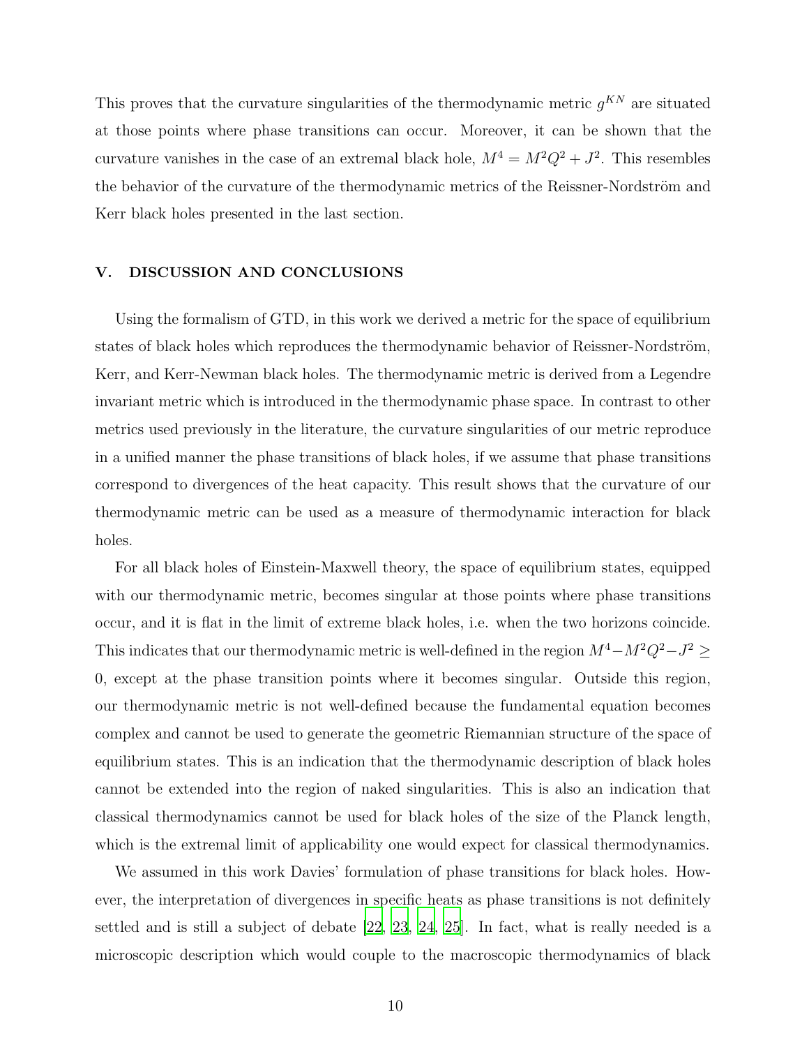This proves that the curvature singularities of the thermodynamic metric $g^{KN}$ are situated at those points where phase transitions can occur. Moreover, it can be shown that the curvature vanishes in the case of an extremal black hole, $M^4 = M^2Q^2 + J^2$. This resembles the behavior of the curvature of the thermodynamic metrics of the Reissner-Nordström and Kerr black holes presented in the last section.

## V. DISCUSSION AND CONCLUSIONS

Using the formalism of GTD, in this work we derived a metric for the space of equilibrium states of black holes which reproduces the thermodynamic behavior of Reissner-Nordström, Kerr, and Kerr-Newman black holes. The thermodynamic metric is derived from a Legendre invariant metric which is introduced in the thermodynamic phase space. In contrast to other metrics used previously in the literature, the curvature singularities of our metric reproduce in a unified manner the phase transitions of black holes, if we assume that phase transitions correspond to divergences of the heat capacity. This result shows that the curvature of our thermodynamic metric can be used as a measure of thermodynamic interaction for black holes.

For all black holes of Einstein-Maxwell theory, the space of equilibrium states, equipped with our thermodynamic metric, becomes singular at those points where phase transitions occur, and it is flat in the limit of extreme black holes, i.e. when the two horizons coincide. This indicates that our thermodynamic metric is well-defined in the region $M^4 - M^2Q^2 - J^2 \geq 0$, except at the phase transition points where it becomes singular. Outside this region, our thermodynamic metric is not well-defined because the fundamental equation becomes complex and cannot be used to generate the geometric Riemannian structure of the space of equilibrium states. This is an indication that the thermodynamic description of black holes cannot be extended into the region of naked singularities. This is also an indication that classical thermodynamics cannot be used for black holes of the size of the Planck length, which is the extremal limit of applicability one would expect for classical thermodynamics.

We assumed in this work Davies' formulation of phase transitions for black holes. However, the interpretation of divergences in specific heats as phase transitions is not definitely settled and is still a subject of debate [22, 23, 24, 25]. In fact, what is really needed is a microscopic description which would couple to the macroscopic thermodynamics of black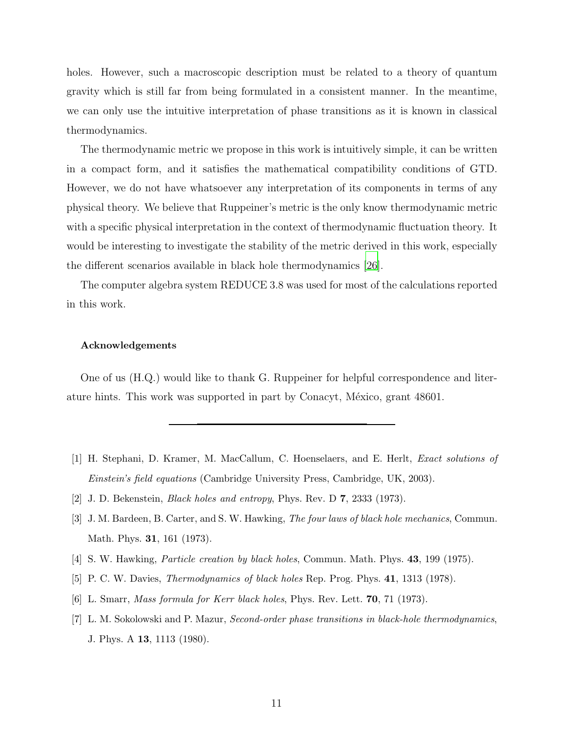holes. However, such a macroscopic description must be related to a theory of quantum gravity which is still far from being formulated in a consistent manner. In the meantime, we can only use the intuitive interpretation of phase transitions as it is known in classical thermodynamics.

The thermodynamic metric we propose in this work is intuitively simple, it can be written in a compact form, and it satisfies the mathematical compatibility conditions of GTD. However, we do not have whatsoever any interpretation of its components in terms of any physical theory. We believe that Ruppeiner's metric is the only know thermodynamic metric with a specific physical interpretation in the context of thermodynamic fluctuation theory. It would be interesting to investigate the stability of the metric derived in this work, especially the different scenarios available in black hole thermodynamics [26].

The computer algebra system REDUCE 3.8 was used for most of the calculations reported in this work.

#### Acknowledgements

One of us (H.Q.) would like to thank G. Ruppeiner for helpful correspondence and literature hints. This work was supported in part by Conacyt, México, grant 48601.

---

[1] H. Stephani, D. Kramer, M. MacCallum, C. Hoenselaers, and E. Herlt, *Exact solutions of Einstein's field equations* (Cambridge University Press, Cambridge, UK, 2003).

[2] J. D. Bekenstein, *Black holes and entropy*, Phys. Rev. D **7**, 2333 (1973).

[3] J. M. Bardeen, B. Carter, and S. W. Hawking, *The four laws of black hole mechanics*, Commun. Math. Phys. **31**, 161 (1973).

[4] S. W. Hawking, *Particle creation by black holes*, Commun. Math. Phys. **43**, 199 (1975).

[5] P. C. W. Davies, *Thermodynamics of black holes* Rep. Prog. Phys. **41**, 1313 (1978).

[6] L. Smarr, *Mass formula for Kerr black holes*, Phys. Rev. Lett. **70**, 71 (1973).

[7] L. M. Sokolowski and P. Mazur, *Second-order phase transitions in black-hole thermodynamics*, J. Phys. A **13**, 1113 (1980).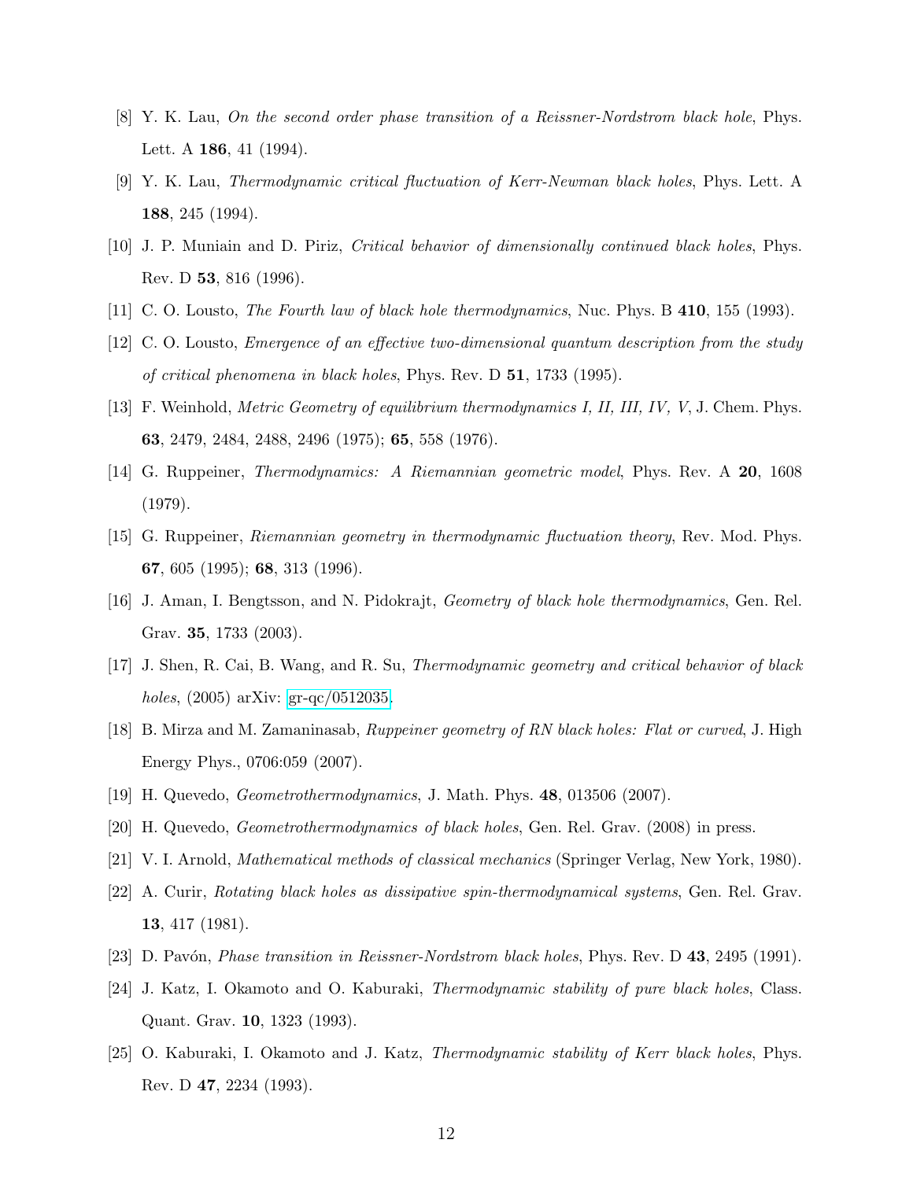[8] Y. K. Lau, *On the second order phase transition of a Reissner-Nordstrom black hole*, Phys. Lett. A **186**, 41 (1994).

[9] Y. K. Lau, *Thermodynamic critical fluctuation of Kerr-Newman black holes*, Phys. Lett. A **188**, 245 (1994).

[10] J. P. Muniain and D. Piriz, *Critical behavior of dimensionally continued black holes*, Phys. Rev. D **53**, 816 (1996).

[11] C. O. Lousto, *The Fourth law of black hole thermodynamics*, Nuc. Phys. B **410**, 155 (1993).

[12] C. O. Lousto, *Emergence of an effective two-dimensional quantum description from the study of critical phenomena in black holes*, Phys. Rev. D **51**, 1733 (1995).

[13] F. Weinhold, *Metric Geometry of equilibrium thermodynamics I, II, III, IV, V*, J. Chem. Phys. **63**, 2479, 2484, 2488, 2496 (1975); **65**, 558 (1976).

[14] G. Ruppeiner, *Thermodynamics: A Riemannian geometric model*, Phys. Rev. A **20**, 1608 (1979).

[15] G. Ruppeiner, *Riemannian geometry in thermodynamic fluctuation theory*, Rev. Mod. Phys. **67**, 605 (1995); **68**, 313 (1996).

[16] J. Aman, I. Bengtsson, and N. Pidokrajt, *Geometry of black hole thermodynamics*, Gen. Rel. Grav. **35**, 1733 (2003).

[17] J. Shen, R. Cai, B. Wang, and R. Su, *Thermodynamic geometry and critical behavior of black holes*, (2005) arXiv: gr-qc/0512035.

[18] B. Mirza and M. Zamaninasab, *Ruppeiner geometry of RN black holes: Flat or curved*, J. High Energy Phys., 0706:059 (2007).

[19] H. Quevedo, *Geometrothermodynamics*, J. Math. Phys. **48**, 013506 (2007).

[20] H. Quevedo, *Geometrothermodynamics of black holes*, Gen. Rel. Grav. (2008) in press.

[21] V. I. Arnold, *Mathematical methods of classical mechanics* (Springer Verlag, New York, 1980).

[22] A. Curir, *Rotating black holes as dissipative spin-thermodynamical systems*, Gen. Rel. Grav. **13**, 417 (1981).

[23] D. Pavón, *Phase transition in Reissner-Nordstrom black holes*, Phys. Rev. D **43**, 2495 (1991).

[24] J. Katz, I. Okamoto and O. Kaburaki, *Thermodynamic stability of pure black holes*, Class. Quant. Grav. **10**, 1323 (1993).

[25] O. Kaburaki, I. Okamoto and J. Katz, *Thermodynamic stability of Kerr black holes*, Phys. Rev. D **47**, 2234 (1993).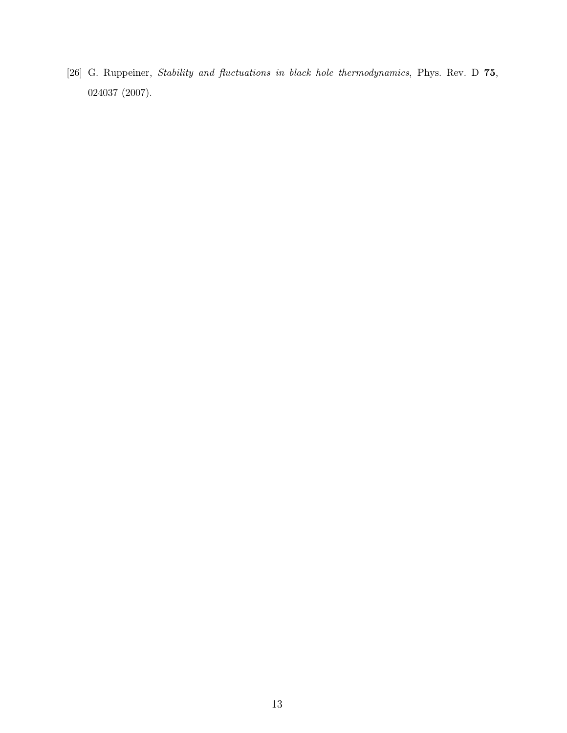[26] G. Ruppeiner, *Stability and fluctuations in black hole thermodynamics*, Phys. Rev. D **75**, 024037 (2007).